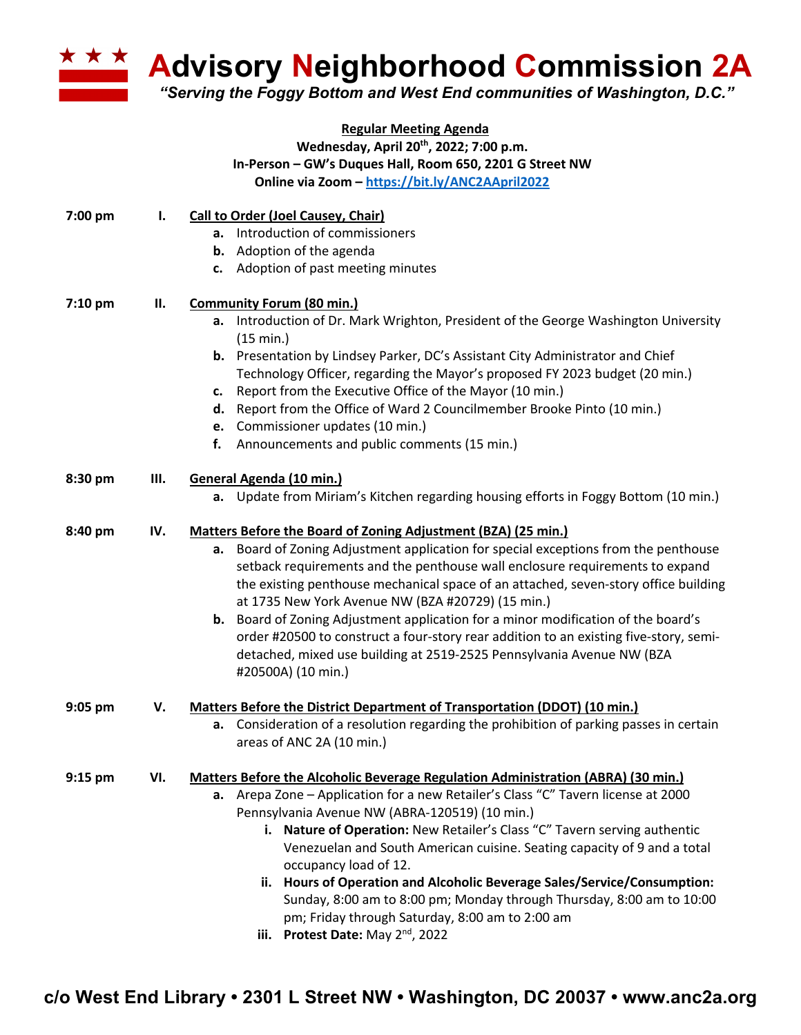# Advisory Neighborhood Commission 2A

*"Serving the Foggy Bottom and West End communities of Washington, D.C."*

**Regular Meeting Agenda**
**Wednesday, April 20th, 2022; 7:00 p.m.**
**In-Person – GW's Duques Hall, Room 650, 2201 G Street NW**
**Online via Zoom – https://bit.ly/ANC2AApril2022**

**7:00 pm I. Call to Order (Joel Causey, Chair)**

- **a.** Introduction of commissioners
- **b.** Adoption of the agenda
- **c.** Adoption of past meeting minutes

**7:10 pm II. Community Forum (80 min.)**

- **a.** Introduction of Dr. Mark Wrighton, President of the George Washington University (15 min.)
- **b.** Presentation by Lindsey Parker, DC's Assistant City Administrator and Chief Technology Officer, regarding the Mayor's proposed FY 2023 budget (20 min.)
- **c.** Report from the Executive Office of the Mayor (10 min.)
- **d.** Report from the Office of Ward 2 Councilmember Brooke Pinto (10 min.)
- **e.** Commissioner updates (10 min.)
- **f.** Announcements and public comments (15 min.)

**8:30 pm III. General Agenda (10 min.)**

- **a.** Update from Miriam's Kitchen regarding housing efforts in Foggy Bottom (10 min.)

**8:40 pm IV. Matters Before the Board of Zoning Adjustment (BZA) (25 min.)**

- **a.** Board of Zoning Adjustment application for special exceptions from the penthouse setback requirements and the penthouse wall enclosure requirements to expand the existing penthouse mechanical space of an attached, seven-story office building at 1735 New York Avenue NW (BZA #20729) (15 min.)
- **b.** Board of Zoning Adjustment application for a minor modification of the board's order #20500 to construct a four-story rear addition to an existing five-story, semi-detached, mixed use building at 2519-2525 Pennsylvania Avenue NW (BZA #20500A) (10 min.)

**9:05 pm V. Matters Before the District Department of Transportation (DDOT) (10 min.)**

- **a.** Consideration of a resolution regarding the prohibition of parking passes in certain areas of ANC 2A (10 min.)

**9:15 pm VI. Matters Before the Alcoholic Beverage Regulation Administration (ABRA) (30 min.)**

- **a.** Arepa Zone – Application for a new Retailer's Class "C" Tavern license at 2000 Pennsylvania Avenue NW (ABRA-120519) (10 min.)
  - **i. Nature of Operation:** New Retailer's Class "C" Tavern serving authentic Venezuelan and South American cuisine. Seating capacity of 9 and a total occupancy load of 12.
  - **ii. Hours of Operation and Alcoholic Beverage Sales/Service/Consumption:** Sunday, 8:00 am to 8:00 pm; Monday through Thursday, 8:00 am to 10:00 pm; Friday through Saturday, 8:00 am to 2:00 am
  - **iii. Protest Date:** May 2nd, 2022

c/o West End Library • 2301 L Street NW • Washington, DC 20037 • www.anc2a.org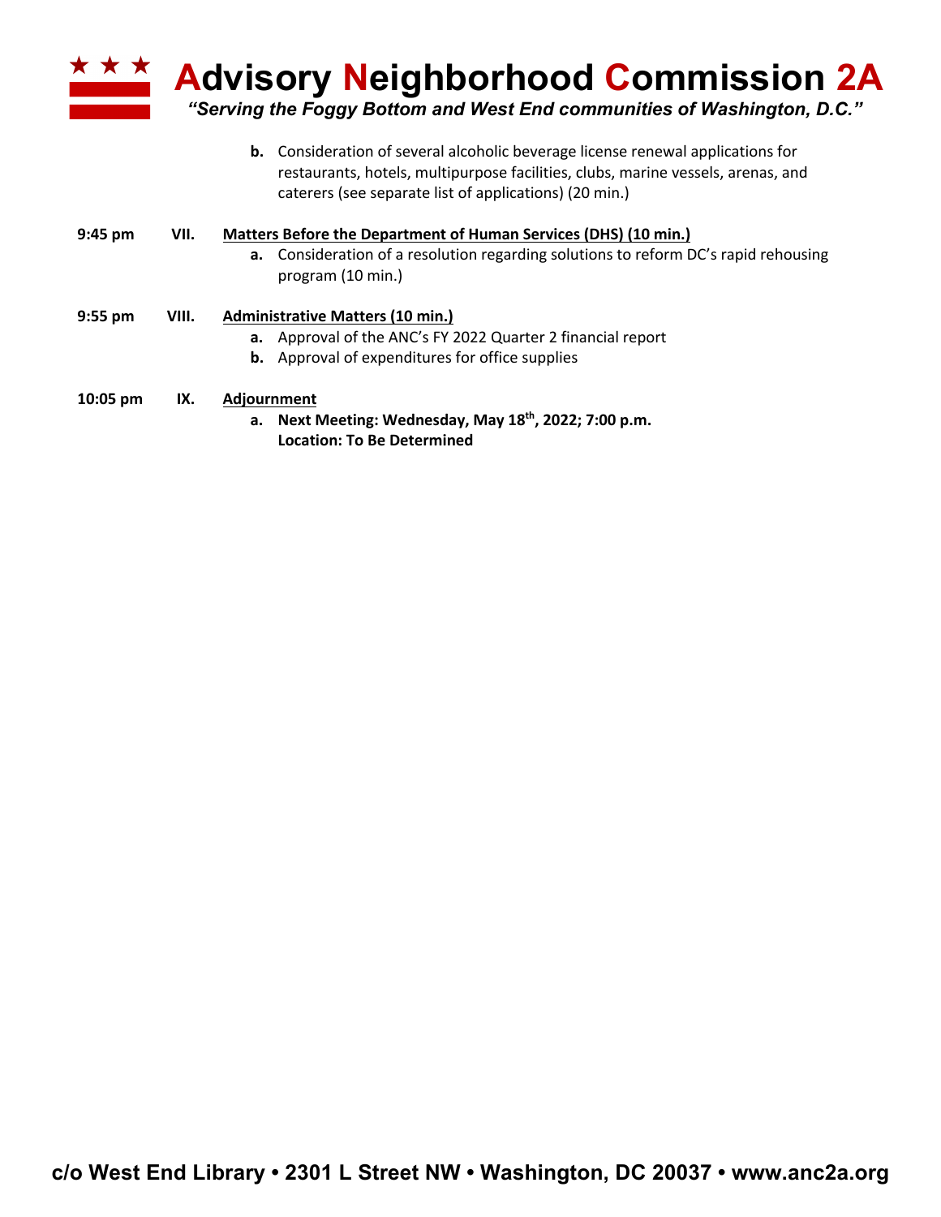**b.** Consideration of several alcoholic beverage license renewal applications for restaurants, hotels, multipurpose facilities, clubs, marine vessels, arenas, and caterers (see separate list of applications) (20 min.)

**9:45 pm VII. Matters Before the Department of Human Services (DHS) (10 min.)**

**a.** Consideration of a resolution regarding solutions to reform DC's rapid rehousing program (10 min.)

**9:55 pm VIII. Administrative Matters (10 min.)**

**a.** Approval of the ANC's FY 2022 Quarter 2 financial report

**b.** Approval of expenditures for office supplies

**10:05 pm IX. Adjournment**

**a. Next Meeting: Wednesday, May 18th, 2022; 7:00 p.m.**
**Location: To Be Determined**